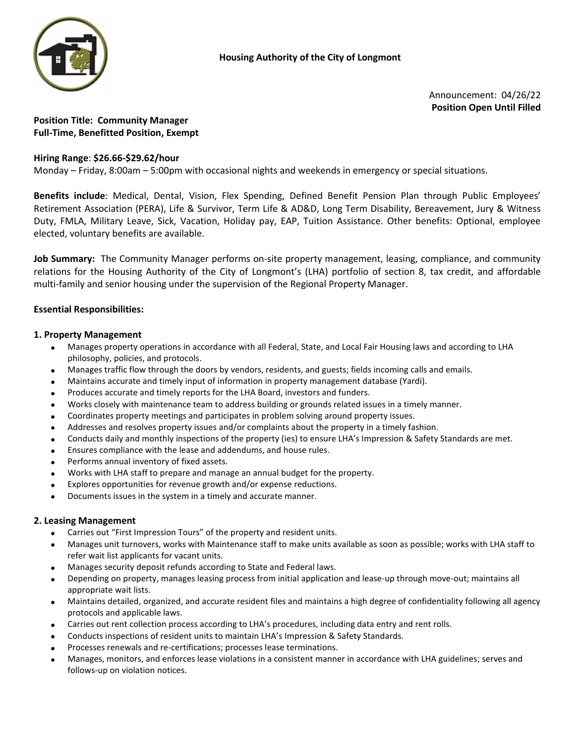**Housing Authority of the City of Longmont**

Announcement: 04/26/22
**Position Open Until Filled**

**Position Title: Community Manager**
**Full-Time, Benefitted Position, Exempt**

**Hiring Range**: **$26.66-$29.62/hour**
Monday – Friday, 8:00am – 5:00pm with occasional nights and weekends in emergency or special situations.

**Benefits include**: Medical, Dental, Vision, Flex Spending, Defined Benefit Pension Plan through Public Employees' Retirement Association (PERA), Life & Survivor, Term Life & AD&D, Long Term Disability, Bereavement, Jury & Witness Duty, FMLA, Military Leave, Sick, Vacation, Holiday pay, EAP, Tuition Assistance. Other benefits: Optional, employee elected, voluntary benefits are available.

**Job Summary:** The Community Manager performs on-site property management, leasing, compliance, and community relations for the Housing Authority of the City of Longmont's (LHA) portfolio of section 8, tax credit, and affordable multi-family and senior housing under the supervision of the Regional Property Manager.

**Essential Responsibilities:**

### 1. Property Management

- Manages property operations in accordance with all Federal, State, and Local Fair Housing laws and according to LHA philosophy, policies, and protocols.
- Manages traffic flow through the doors by vendors, residents, and guests; fields incoming calls and emails.
- Maintains accurate and timely input of information in property management database (Yardi).
- Produces accurate and timely reports for the LHA Board, investors and funders.
- Works closely with maintenance team to address building or grounds related issues in a timely manner.
- Coordinates property meetings and participates in problem solving around property issues.
- Addresses and resolves property issues and/or complaints about the property in a timely fashion.
- Conducts daily and monthly inspections of the property (ies) to ensure LHA's Impression & Safety Standards are met.
- Ensures compliance with the lease and addendums, and house rules.
- Performs annual inventory of fixed assets.
- Works with LHA staff to prepare and manage an annual budget for the property.
- Explores opportunities for revenue growth and/or expense reductions.
- Documents issues in the system in a timely and accurate manner.

### 2. Leasing Management

- Carries out "First Impression Tours" of the property and resident units.
- Manages unit turnovers, works with Maintenance staff to make units available as soon as possible; works with LHA staff to refer wait list applicants for vacant units.
- Manages security deposit refunds according to State and Federal laws.
- Depending on property, manages leasing process from initial application and lease-up through move-out; maintains all appropriate wait lists.
- Maintains detailed, organized, and accurate resident files and maintains a high degree of confidentiality following all agency protocols and applicable laws.
- Carries out rent collection process according to LHA's procedures, including data entry and rent rolls.
- Conducts inspections of resident units to maintain LHA's Impression & Safety Standards.
- Processes renewals and re-certifications; processes lease terminations.
- Manages, monitors, and enforces lease violations in a consistent manner in accordance with LHA guidelines; serves and follows-up on violation notices.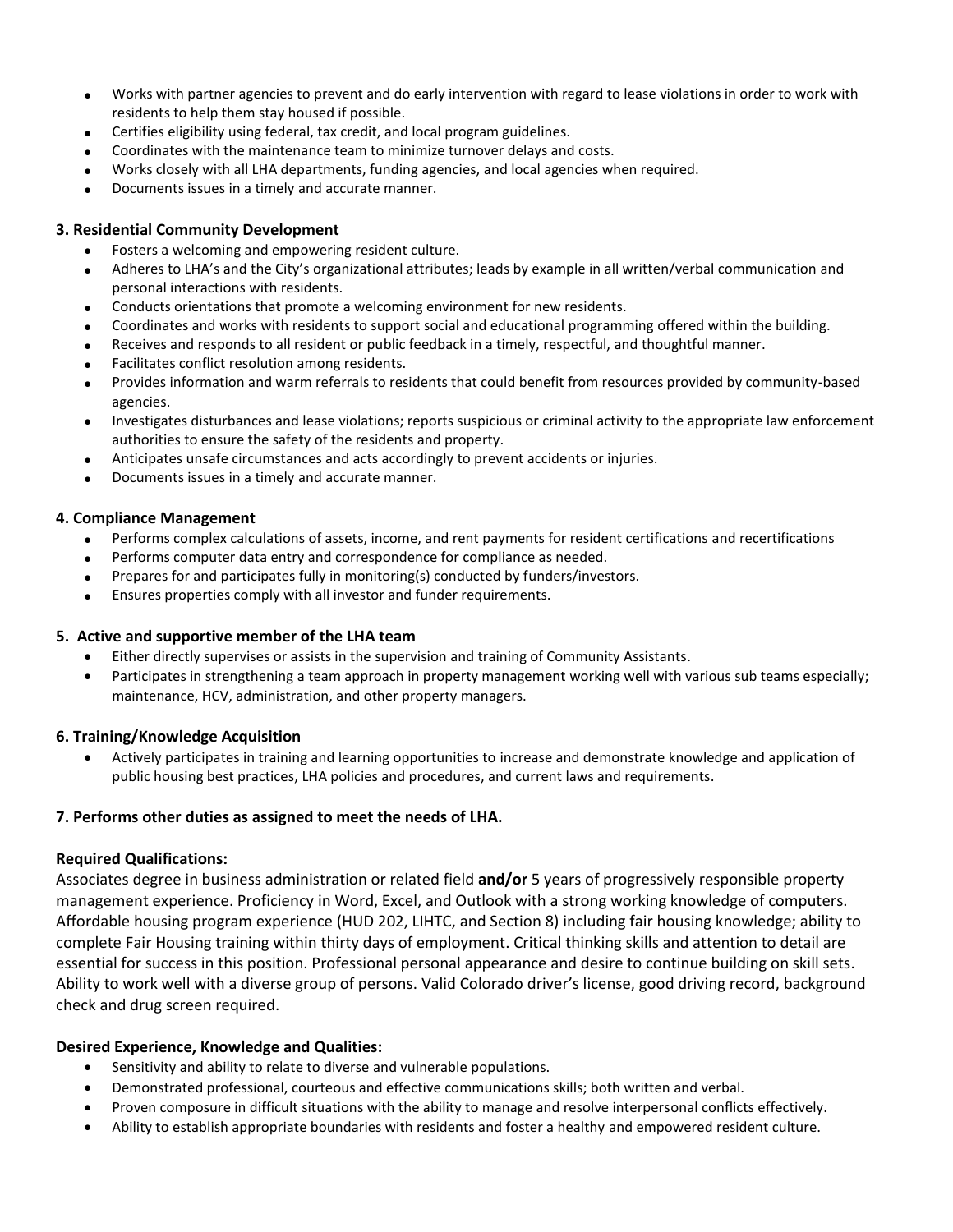- Works with partner agencies to prevent and do early intervention with regard to lease violations in order to work with residents to help them stay housed if possible.
- Certifies eligibility using federal, tax credit, and local program guidelines.
- Coordinates with the maintenance team to minimize turnover delays and costs.
- Works closely with all LHA departments, funding agencies, and local agencies when required.
- Documents issues in a timely and accurate manner.

**3. Residential Community Development**

- Fosters a welcoming and empowering resident culture.
- Adheres to LHA's and the City's organizational attributes; leads by example in all written/verbal communication and personal interactions with residents.
- Conducts orientations that promote a welcoming environment for new residents.
- Coordinates and works with residents to support social and educational programming offered within the building.
- Receives and responds to all resident or public feedback in a timely, respectful, and thoughtful manner.
- Facilitates conflict resolution among residents.
- Provides information and warm referrals to residents that could benefit from resources provided by community-based agencies.
- Investigates disturbances and lease violations; reports suspicious or criminal activity to the appropriate law enforcement authorities to ensure the safety of the residents and property.
- Anticipates unsafe circumstances and acts accordingly to prevent accidents or injuries.
- Documents issues in a timely and accurate manner.

**4. Compliance Management**

- Performs complex calculations of assets, income, and rent payments for resident certifications and recertifications
- Performs computer data entry and correspondence for compliance as needed.
- Prepares for and participates fully in monitoring(s) conducted by funders/investors.
- Ensures properties comply with all investor and funder requirements.

**5. Active and supportive member of the LHA team**

- Either directly supervises or assists in the supervision and training of Community Assistants.
- Participates in strengthening a team approach in property management working well with various sub teams especially; maintenance, HCV, administration, and other property managers.

**6. Training/Knowledge Acquisition**

- Actively participates in training and learning opportunities to increase and demonstrate knowledge and application of public housing best practices, LHA policies and procedures, and current laws and requirements.

**7. Performs other duties as assigned to meet the needs of LHA.**

**Required Qualifications:**

Associates degree in business administration or related field **and/or** 5 years of progressively responsible property management experience. Proficiency in Word, Excel, and Outlook with a strong working knowledge of computers. Affordable housing program experience (HUD 202, LIHTC, and Section 8) including fair housing knowledge; ability to complete Fair Housing training within thirty days of employment. Critical thinking skills and attention to detail are essential for success in this position. Professional personal appearance and desire to continue building on skill sets. Ability to work well with a diverse group of persons. Valid Colorado driver's license, good driving record, background check and drug screen required.

**Desired Experience, Knowledge and Qualities:**

- Sensitivity and ability to relate to diverse and vulnerable populations.
- Demonstrated professional, courteous and effective communications skills; both written and verbal.
- Proven composure in difficult situations with the ability to manage and resolve interpersonal conflicts effectively.
- Ability to establish appropriate boundaries with residents and foster a healthy and empowered resident culture.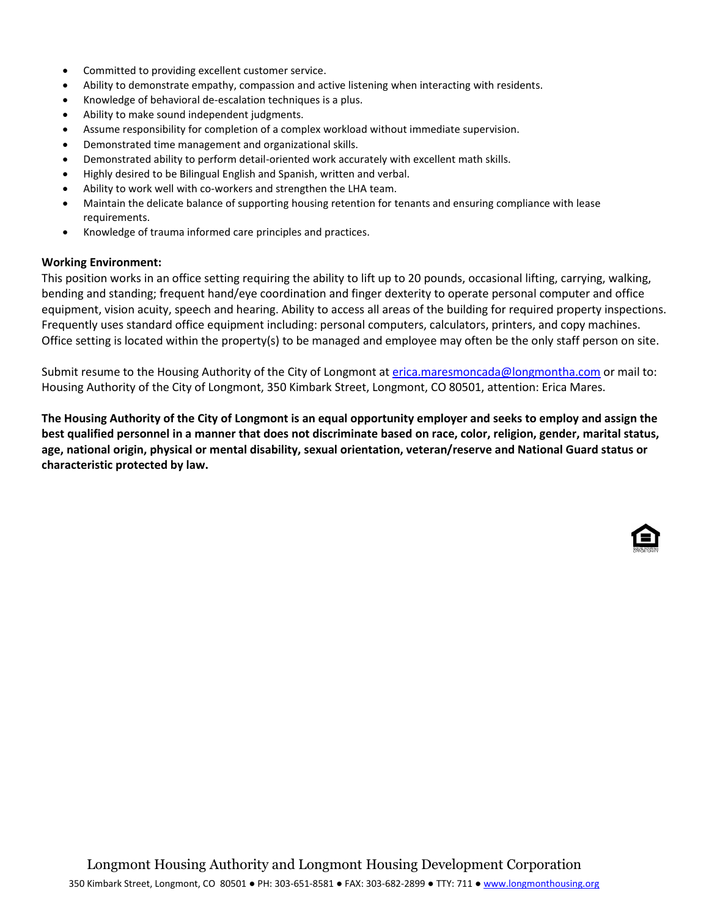- Committed to providing excellent customer service.
- Ability to demonstrate empathy, compassion and active listening when interacting with residents.
- Knowledge of behavioral de-escalation techniques is a plus.
- Ability to make sound independent judgments.
- Assume responsibility for completion of a complex workload without immediate supervision.
- Demonstrated time management and organizational skills.
- Demonstrated ability to perform detail-oriented work accurately with excellent math skills.
- Highly desired to be Bilingual English and Spanish, written and verbal.
- Ability to work well with co-workers and strengthen the LHA team.
- Maintain the delicate balance of supporting housing retention for tenants and ensuring compliance with lease requirements.
- Knowledge of trauma informed care principles and practices.

**Working Environment:**

This position works in an office setting requiring the ability to lift up to 20 pounds, occasional lifting, carrying, walking, bending and standing; frequent hand/eye coordination and finger dexterity to operate personal computer and office equipment, vision acuity, speech and hearing. Ability to access all areas of the building for required property inspections. Frequently uses standard office equipment including: personal computers, calculators, printers, and copy machines. Office setting is located within the property(s) to be managed and employee may often be the only staff person on site.

Submit resume to the Housing Authority of the City of Longmont at erica.maresmoncada@longmontha.com or mail to: Housing Authority of the City of Longmont, 350 Kimbark Street, Longmont, CO 80501, attention: Erica Mares.

**The Housing Authority of the City of Longmont is an equal opportunity employer and seeks to employ and assign the best qualified personnel in a manner that does not discriminate based on race, color, religion, gender, marital status, age, national origin, physical or mental disability, sexual orientation, veteran/reserve and National Guard status or characteristic protected by law.**